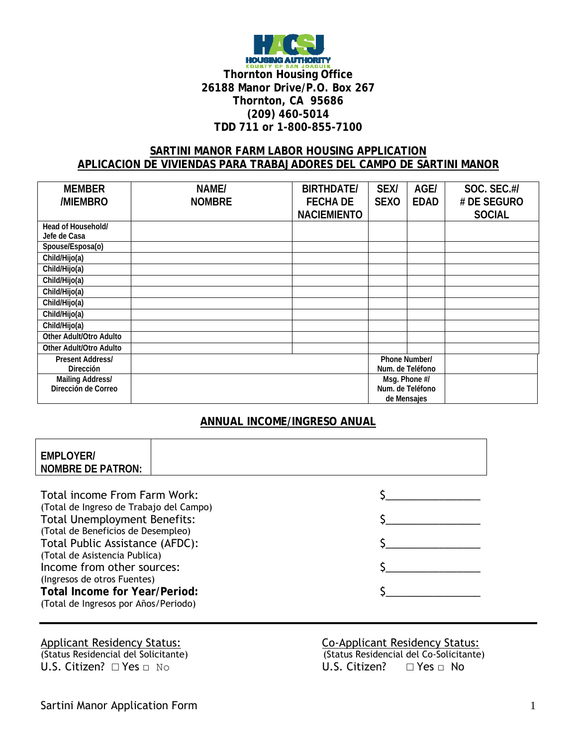HOUSING AUTHORITY
COUNTY OF SAN JOAQUIN

**Thornton Housing Office**
**26188 Manor Drive/P.O. Box 267**
**Thornton, CA 95686**
**(209) 460-5014**
**TDD 711 or 1-800-855-7100**

## SARTINI MANOR FARM LABOR HOUSING APPLICATION
## APLICACION DE VIVIENDAS PARA TRABAJADORES DEL CAMPO DE SARTINI MANOR

| MEMBER /MIEMBRO | NAME/ NOMBRE | BIRTHDATE/ FECHA DE NACIEMIENTO | SEX/ SEXO | AGE/ EDAD | SOC. SEC.#/ # DE SEGURO SOCIAL |
|---|---|---|---|---|---|
| Head of Household/ Jefe de Casa | | | | | |
| Spouse/Esposa(o) | | | | | |
| Child/Hijo(a) | | | | | |
| Child/Hijo(a) | | | | | |
| Child/Hijo(a) | | | | | |
| Child/Hijo(a) | | | | | |
| Child/Hijo(a) | | | | | |
| Child/Hijo(a) | | | | | |
| Child/Hijo(a) | | | | | |
| Other Adult/Otro Adulto | | | | | |
| Other Adult/Otro Adulto | | | | | |
| Present Address/ Dirección | | | Phone Number/ Num. de Teléfono | | |
| Mailing Address/ Dirección de Correo | | | Msg. Phone #/ Num. de Teléfono de Mensajes | | |

## ANNUAL INCOME/INGRESO ANUAL

| EMPLOYER/ NOMBRE DE PATRON: | |
|---|---|

Total income From Farm Work: $________________
(Total de Ingreso de Trabajo del Campo)

Total Unemployment Benefits: $________________
(Total de Beneficios de Desempleo)

Total Public Assistance (AFDC): $________________
(Total de Asistencia Publica)

Income from other sources: $________________
(Ingresos de otros Fuentes)

**Total Income for Year/Period:** $________________
(Total de Ingresos por Años/Periodo)

---

Applicant Residency Status:
(Status Residencial del Solicitante)
U.S. Citizen? □ Yes □ No

Co-Applicant Residency Status:
(Status Residencial del Co-Solicitante)
U.S. Citizen? □ Yes □ No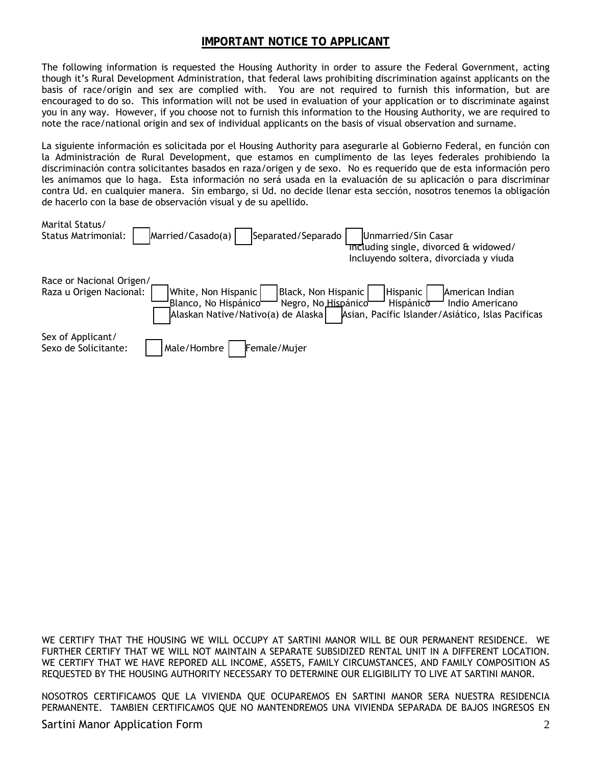## IMPORTANT NOTICE TO APPLICANT

The following information is requested the Housing Authority in order to assure the Federal Government, acting though it's Rural Development Administration, that federal laws prohibiting discrimination against applicants on the basis of race/origin and sex are complied with. You are not required to furnish this information, but are encouraged to do so. This information will not be used in evaluation of your application or to discriminate against you in any way. However, if you choose not to furnish this information to the Housing Authority, we are required to note the race/national origin and sex of individual applicants on the basis of visual observation and surname.

La siguiente información es solicitada por el Housing Authority para asegurarle al Gobierno Federal, en función con la Administración de Rural Development, que estamos en cumplimento de las leyes federales prohibiendo la discriminación contra solicitantes basados en raza/origen y de sexo. No es requerido que de esta información pero les animamos que lo haga. Esta información no será usada en la evaluación de su aplicación o para discriminar contra Ud. en cualquier manera. Sin embargo, si Ud. no decide llenar esta sección, nosotros tenemos la obligación de hacerlo con la base de observación visual y de su apellido.

Marital Status/
Status Matrimonial: ☐ Married/Casado(a) ☐ Separated/Separado ☐ Unmarried/Sin Casar
Including single, divorced & widowed/
Incluyendo soltera, divorciada y viuda

Race or Nacional Origen/
Raza u Origen Nacional: ☐ White, Non Hispanic / Blanco, No Hispánico ☐ Black, Non Hispanic / Negro, No Hispánico ☐ Hispanic / Hispánico ☐ American Indian / Indio Americano
☐ Alaskan Native/Nativo(a) de Alaska ☐ Asian, Pacific Islander/Asiático, Islas Pacificas

Sex of Applicant/
Sexo de Solicitante: ☐ Male/Hombre ☐ Female/Mujer

WE CERTIFY THAT THE HOUSING WE WILL OCCUPY AT SARTINI MANOR WILL BE OUR PERMANENT RESIDENCE. WE FURTHER CERTIFY THAT WE WILL NOT MAINTAIN A SEPARATE SUBSIDIZED RENTAL UNIT IN A DIFFERENT LOCATION. WE CERTIFY THAT WE HAVE REPORED ALL INCOME, ASSETS, FAMILY CIRCUMSTANCES, AND FAMILY COMPOSITION AS REQUESTED BY THE HOUSING AUTHORITY NECESSARY TO DETERMINE OUR ELIGIBILITY TO LIVE AT SARTINI MANOR.

NOSOTROS CERTIFICAMOS QUE LA VIVIENDA QUE OCUPAREMOS EN SARTINI MANOR SERA NUESTRA RESIDENCIA PERMANENTE. TAMBIEN CERTIFICAMOS QUE NO MANTENDREMOS UNA VIVIENDA SEPARADA DE BAJOS INGRESOS EN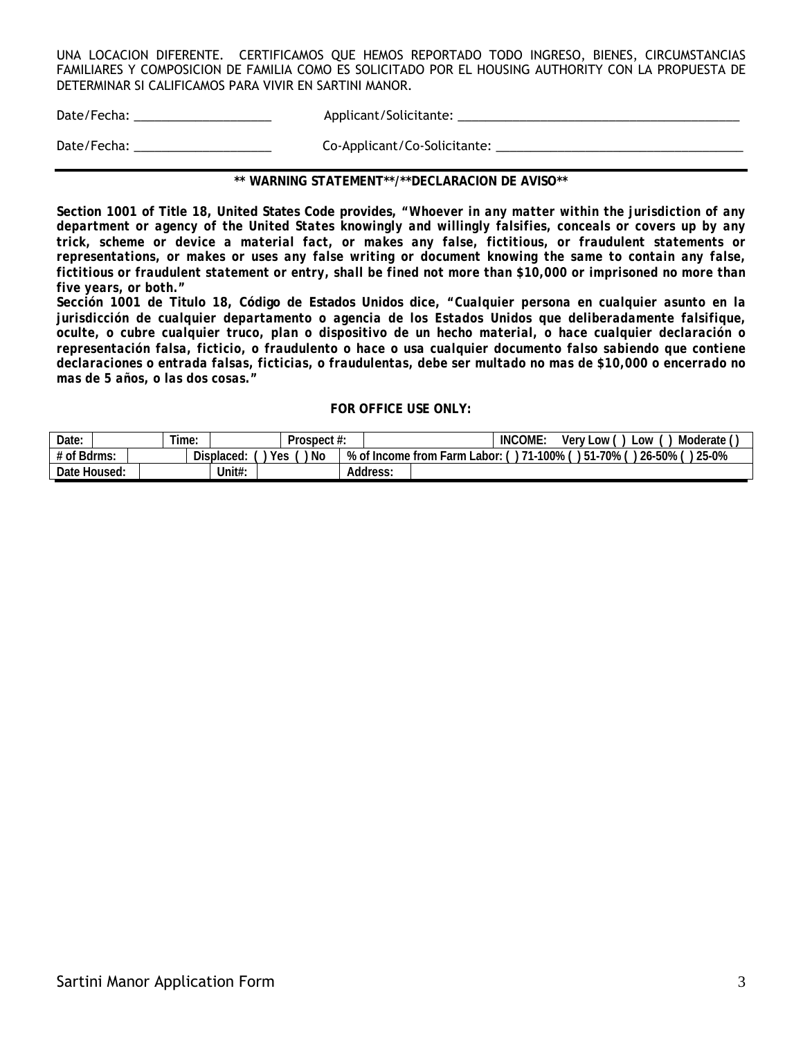UNA LOCACION DIFERENTE. CERTIFICAMOS QUE HEMOS REPORTADO TODO INGRESO, BIENES, CIRCUMSTANCIAS FAMILIARES Y COMPOSICION DE FAMILIA COMO ES SOLICITADO POR EL HOUSING AUTHORITY CON LA PROPUESTA DE DETERMINAR SI CALIFICAMOS PARA VIVIR EN SARTINI MANOR.

Date/Fecha: ____________________ Applicant/Solicitante: __________________________________________

Date/Fecha: ____________________ Co-Applicant/Co-Solicitante: ____________________________________

**\*\* WARNING STATEMENT\*\*/\*\*DECLARACION DE AVISO\*\***

**Section 1001 of Title 18, United States Code provides, *"Whoever in any matter within the jurisdiction of any department or agency of the United States knowingly and willingly falsifies, conceals or covers up by any trick, scheme or device a material fact, or makes any false, fictitious, or fraudulent statements or representations, or makes or uses any false writing or document knowing the same to contain any false, fictitious or fraudulent statement or entry, shall be fined not more than $10,000 or imprisoned no more than five years, or both."***

**Sección 1001 de Titulo 18, Código de Estados Unidos dice, *"Cualquier persona en cualquier asunto en la jurisdicción de cualquier departamento o agencia de los Estados Unidos que deliberadamente falsifique, oculte, o cubre cualquier truco, plan o dispositivo de un hecho material, o hace cualquier declaración o representación falsa, ficticio, o fraudulento o hace o usa cualquier documento falso sabiendo que contiene declaraciones o entrada falsas, ficticias, o fraudulentas, debe ser multado no mas de $10,000 o encerrado no mas de 5 años, o las dos cosas."***

**FOR OFFICE USE ONLY:**

| | | | | | | | |
|---|---|---|---|---|---|---|---|
| Date: | | Time: | | Prospect #: | | INCOME: Very Low ( ) Low ( ) Moderate ( ) | |
| # of Bdrms: | | Displaced: ( ) Yes ( ) No | | % of Income from Farm Labor: ( ) 71-100% ( ) 51-70% ( ) 26-50% ( ) 25-0% | | | |
| Date Housed: | | Unit#: | | Address: | | | |